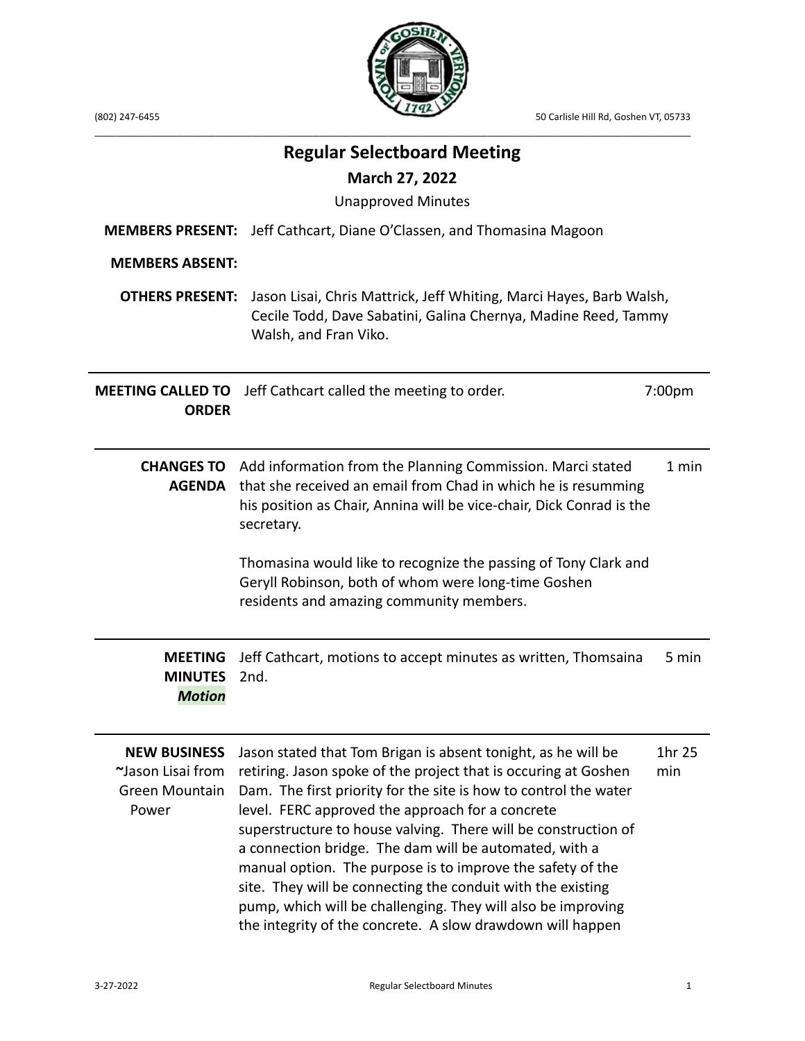(802) 247-6455 | 50 Carlisle Hill Rd, Goshen VT, 05733

# Regular Selectboard Meeting

## March 27, 2022

Unapproved Minutes

**MEMBERS PRESENT:** Jeff Cathcart, Diane O'Classen, and Thomasina Magoon

**MEMBERS ABSENT:**

**OTHERS PRESENT:** Jason Lisai, Chris Mattrick, Jeff Whiting, Marci Hayes, Barb Walsh, Cecile Todd, Dave Sabatini, Galina Chernya, Madine Reed, Tammy Walsh, and Fran Viko.

| | | |
|---|---|---|
| **MEETING CALLED TO ORDER** | Jeff Cathcart called the meeting to order. | 7:00pm |
| **CHANGES TO AGENDA** | Add information from the Planning Commission. Marci stated that she received an email from Chad in which he is resumming his position as Chair, Annina will be vice-chair, Dick Conrad is the secretary.<br><br>Thomasina would like to recognize the passing of Tony Clark and Geryll Robinson, both of whom were long-time Goshen residents and amazing community members. | 1 min |
| **MEETING MINUTES** ***Motion*** | Jeff Cathcart, motions to accept minutes as written, Thomsaina 2nd. | 5 min |
| **NEW BUSINESS** ~Jason Lisai from Green Mountain Power | Jason stated that Tom Brigan is absent tonight, as he will be retiring. Jason spoke of the project that is occuring at Goshen Dam. The first priority for the site is how to control the water level. FERC approved the approach for a concrete superstructure to house valving. There will be construction of a connection bridge. The dam will be automated, with a manual option. The purpose is to improve the safety of the site. They will be connecting the conduit with the existing pump, which will be challenging. They will also be improving the integrity of the concrete. A slow drawdown will happen | 1hr 25 min |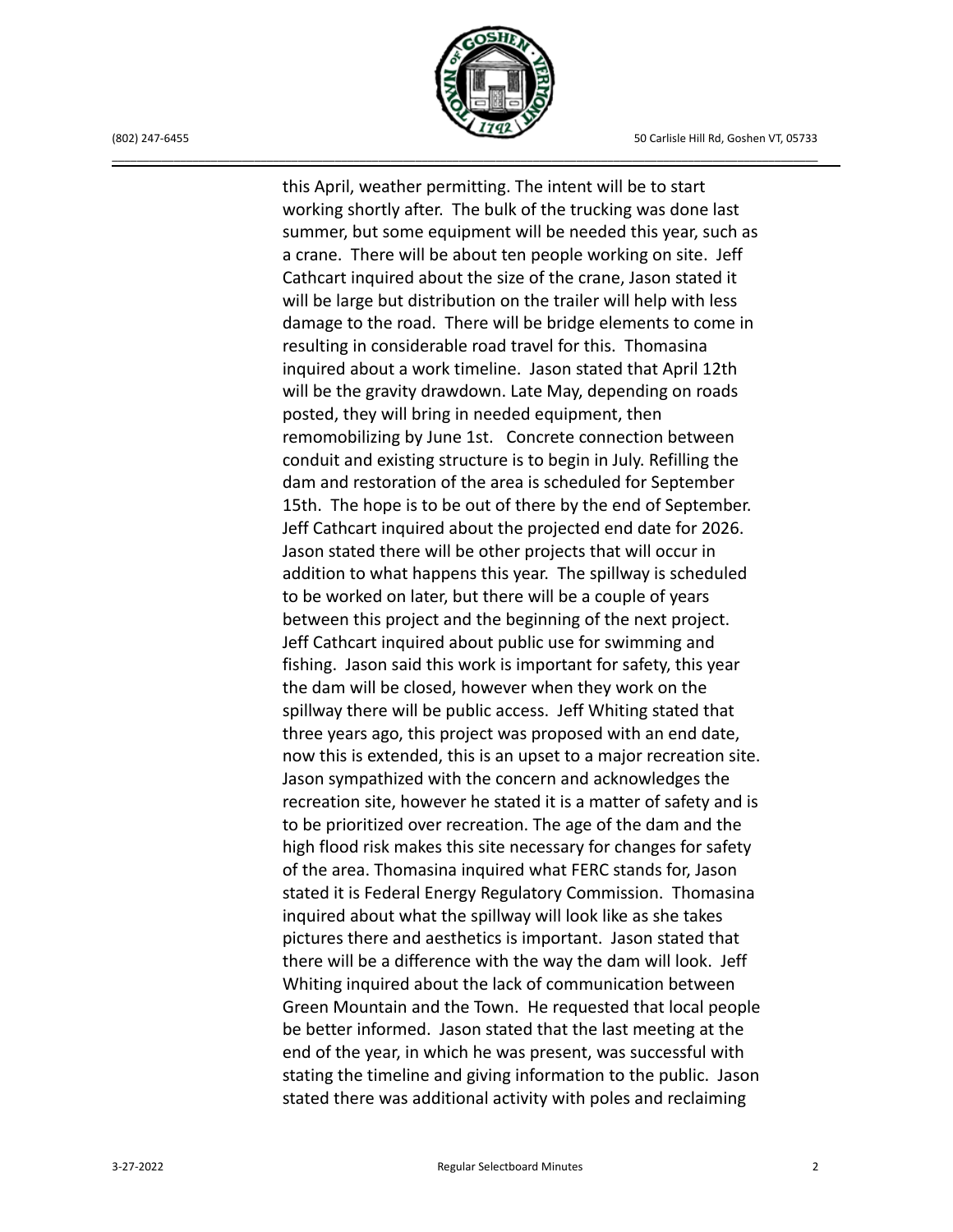this April, weather permitting. The intent will be to start working shortly after. The bulk of the trucking was done last summer, but some equipment will be needed this year, such as a crane. There will be about ten people working on site. Jeff Cathcart inquired about the size of the crane, Jason stated it will be large but distribution on the trailer will help with less damage to the road. There will be bridge elements to come in resulting in considerable road travel for this. Thomasina inquired about a work timeline. Jason stated that April 12th will be the gravity drawdown. Late May, depending on roads posted, they will bring in needed equipment, then remomobilizing by June 1st. Concrete connection between conduit and existing structure is to begin in July. Refilling the dam and restoration of the area is scheduled for September 15th. The hope is to be out of there by the end of September. Jeff Cathcart inquired about the projected end date for 2026. Jason stated there will be other projects that will occur in addition to what happens this year. The spillway is scheduled to be worked on later, but there will be a couple of years between this project and the beginning of the next project. Jeff Cathcart inquired about public use for swimming and fishing. Jason said this work is important for safety, this year the dam will be closed, however when they work on the spillway there will be public access. Jeff Whiting stated that three years ago, this project was proposed with an end date, now this is extended, this is an upset to a major recreation site. Jason sympathized with the concern and acknowledges the recreation site, however he stated it is a matter of safety and is to be prioritized over recreation. The age of the dam and the high flood risk makes this site necessary for changes for safety of the area. Thomasina inquired what FERC stands for, Jason stated it is Federal Energy Regulatory Commission. Thomasina inquired about what the spillway will look like as she takes pictures there and aesthetics is important. Jason stated that there will be a difference with the way the dam will look. Jeff Whiting inquired about the lack of communication between Green Mountain and the Town. He requested that local people be better informed. Jason stated that the last meeting at the end of the year, in which he was present, was successful with stating the timeline and giving information to the public. Jason stated there was additional activity with poles and reclaiming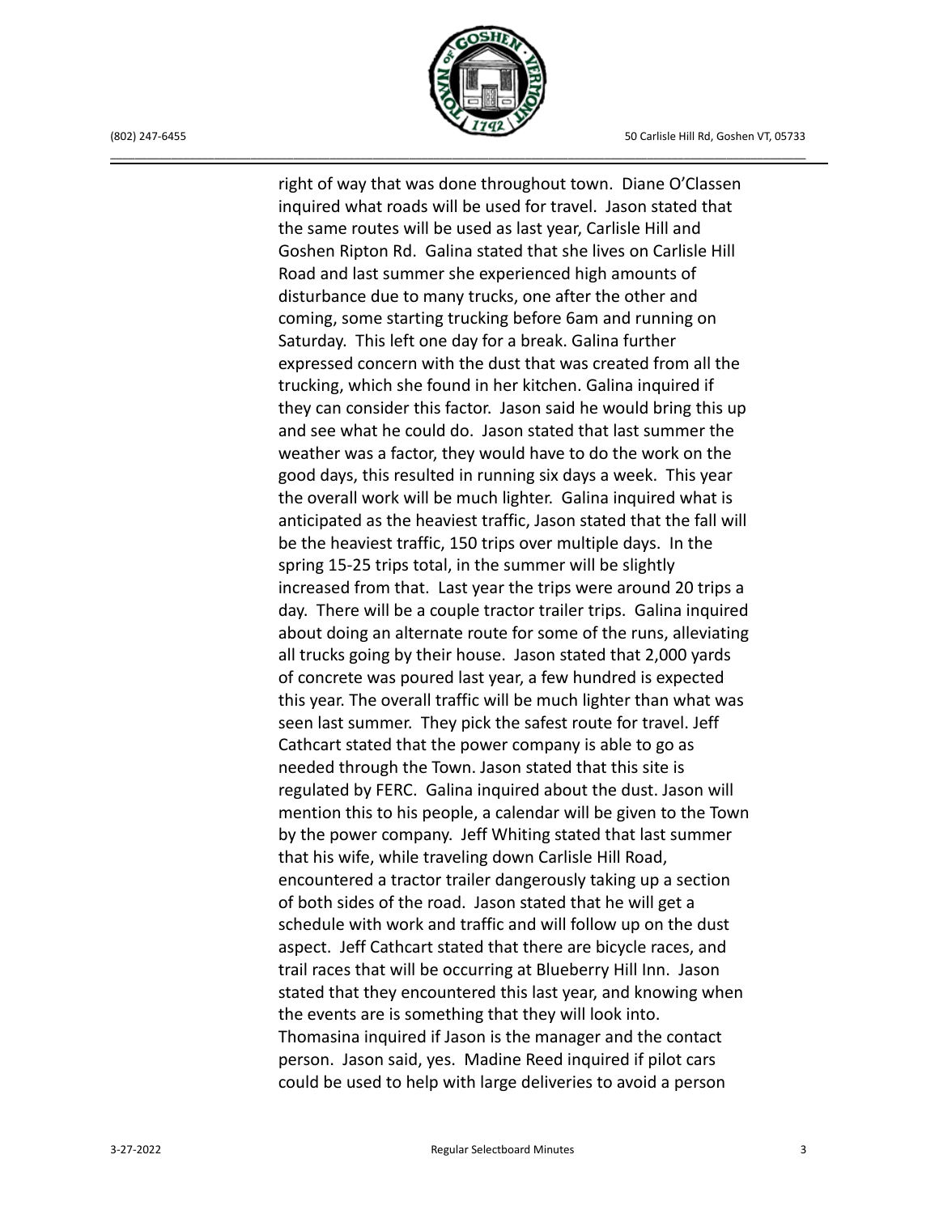right of way that was done throughout town. Diane O'Classen inquired what roads will be used for travel. Jason stated that the same routes will be used as last year, Carlisle Hill and Goshen Ripton Rd. Galina stated that she lives on Carlisle Hill Road and last summer she experienced high amounts of disturbance due to many trucks, one after the other and coming, some starting trucking before 6am and running on Saturday. This left one day for a break. Galina further expressed concern with the dust that was created from all the trucking, which she found in her kitchen. Galina inquired if they can consider this factor. Jason said he would bring this up and see what he could do. Jason stated that last summer the weather was a factor, they would have to do the work on the good days, this resulted in running six days a week. This year the overall work will be much lighter. Galina inquired what is anticipated as the heaviest traffic, Jason stated that the fall will be the heaviest traffic, 150 trips over multiple days. In the spring 15-25 trips total, in the summer will be slightly increased from that. Last year the trips were around 20 trips a day. There will be a couple tractor trailer trips. Galina inquired about doing an alternate route for some of the runs, alleviating all trucks going by their house. Jason stated that 2,000 yards of concrete was poured last year, a few hundred is expected this year. The overall traffic will be much lighter than what was seen last summer. They pick the safest route for travel. Jeff Cathcart stated that the power company is able to go as needed through the Town. Jason stated that this site is regulated by FERC. Galina inquired about the dust. Jason will mention this to his people, a calendar will be given to the Town by the power company. Jeff Whiting stated that last summer that his wife, while traveling down Carlisle Hill Road, encountered a tractor trailer dangerously taking up a section of both sides of the road. Jason stated that he will get a schedule with work and traffic and will follow up on the dust aspect. Jeff Cathcart stated that there are bicycle races, and trail races that will be occurring at Blueberry Hill Inn. Jason stated that they encountered this last year, and knowing when the events are is something that they will look into. Thomasina inquired if Jason is the manager and the contact person. Jason said, yes. Madine Reed inquired if pilot cars could be used to help with large deliveries to avoid a person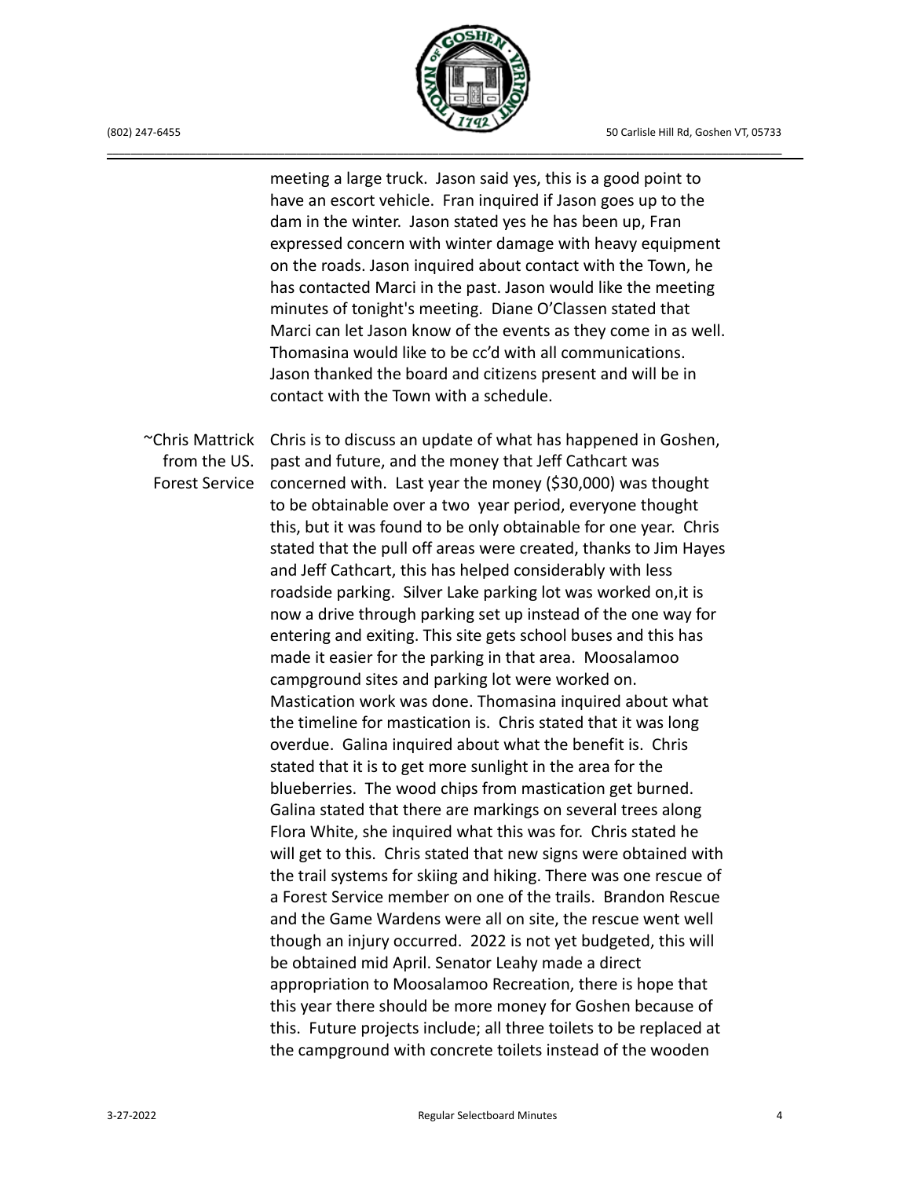meeting a large truck. Jason said yes, this is a good point to have an escort vehicle. Fran inquired if Jason goes up to the dam in the winter. Jason stated yes he has been up, Fran expressed concern with winter damage with heavy equipment on the roads. Jason inquired about contact with the Town, he has contacted Marci in the past. Jason would like the meeting minutes of tonight's meeting. Diane O'Classen stated that Marci can let Jason know of the events as they come in as well. Thomasina would like to be cc'd with all communications. Jason thanked the board and citizens present and will be in contact with the Town with a schedule.

~Chris Mattrick from the US. Forest Service

Chris is to discuss an update of what has happened in Goshen, past and future, and the money that Jeff Cathcart was concerned with. Last year the money ($30,000) was thought to be obtainable over a two year period, everyone thought this, but it was found to be only obtainable for one year. Chris stated that the pull off areas were created, thanks to Jim Hayes and Jeff Cathcart, this has helped considerably with less roadside parking. Silver Lake parking lot was worked on,it is now a drive through parking set up instead of the one way for entering and exiting. This site gets school buses and this has made it easier for the parking in that area. Moosalamoo campground sites and parking lot were worked on. Mastication work was done. Thomasina inquired about what the timeline for mastication is. Chris stated that it was long overdue. Galina inquired about what the benefit is. Chris stated that it is to get more sunlight in the area for the blueberries. The wood chips from mastication get burned. Galina stated that there are markings on several trees along Flora White, she inquired what this was for. Chris stated he will get to this. Chris stated that new signs were obtained with the trail systems for skiing and hiking. There was one rescue of a Forest Service member on one of the trails. Brandon Rescue and the Game Wardens were all on site, the rescue went well though an injury occurred. 2022 is not yet budgeted, this will be obtained mid April. Senator Leahy made a direct appropriation to Moosalamoo Recreation, there is hope that this year there should be more money for Goshen because of this. Future projects include; all three toilets to be replaced at the campground with concrete toilets instead of the wooden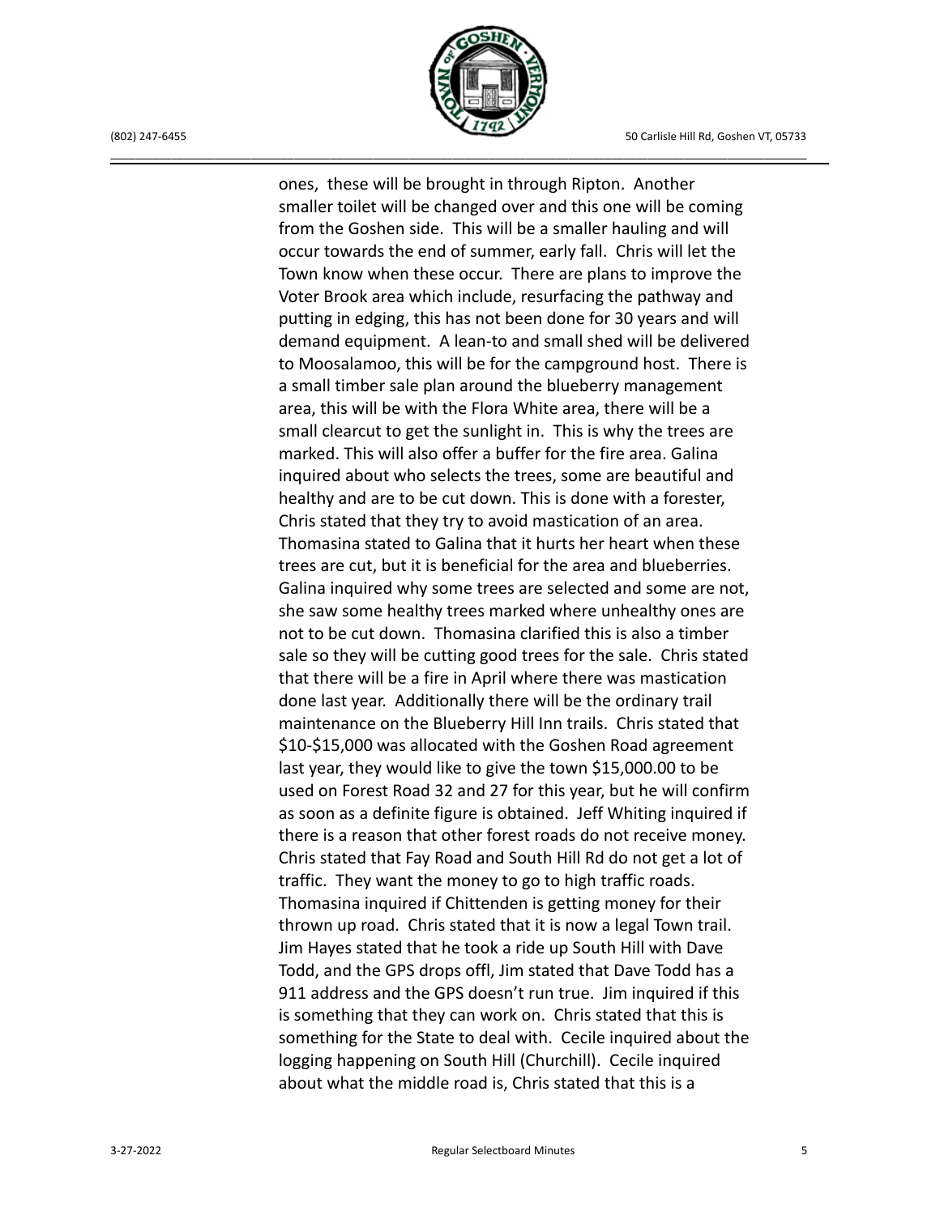ones, these will be brought in through Ripton. Another smaller toilet will be changed over and this one will be coming from the Goshen side. This will be a smaller hauling and will occur towards the end of summer, early fall. Chris will let the Town know when these occur. There are plans to improve the Voter Brook area which include, resurfacing the pathway and putting in edging, this has not been done for 30 years and will demand equipment. A lean-to and small shed will be delivered to Moosalamoo, this will be for the campground host. There is a small timber sale plan around the blueberry management area, this will be with the Flora White area, there will be a small clearcut to get the sunlight in. This is why the trees are marked. This will also offer a buffer for the fire area. Galina inquired about who selects the trees, some are beautiful and healthy and are to be cut down. This is done with a forester, Chris stated that they try to avoid mastication of an area. Thomasina stated to Galina that it hurts her heart when these trees are cut, but it is beneficial for the area and blueberries. Galina inquired why some trees are selected and some are not, she saw some healthy trees marked where unhealthy ones are not to be cut down. Thomasina clarified this is also a timber sale so they will be cutting good trees for the sale. Chris stated that there will be a fire in April where there was mastication done last year. Additionally there will be the ordinary trail maintenance on the Blueberry Hill Inn trails. Chris stated that $10-$15,000 was allocated with the Goshen Road agreement last year, they would like to give the town $15,000.00 to be used on Forest Road 32 and 27 for this year, but he will confirm as soon as a definite figure is obtained. Jeff Whiting inquired if there is a reason that other forest roads do not receive money. Chris stated that Fay Road and South Hill Rd do not get a lot of traffic. They want the money to go to high traffic roads. Thomasina inquired if Chittenden is getting money for their thrown up road. Chris stated that it is now a legal Town trail. Jim Hayes stated that he took a ride up South Hill with Dave Todd, and the GPS drops offl, Jim stated that Dave Todd has a 911 address and the GPS doesn't run true. Jim inquired if this is something that they can work on. Chris stated that this is something for the State to deal with. Cecile inquired about the logging happening on South Hill (Churchill). Cecile inquired about what the middle road is, Chris stated that this is a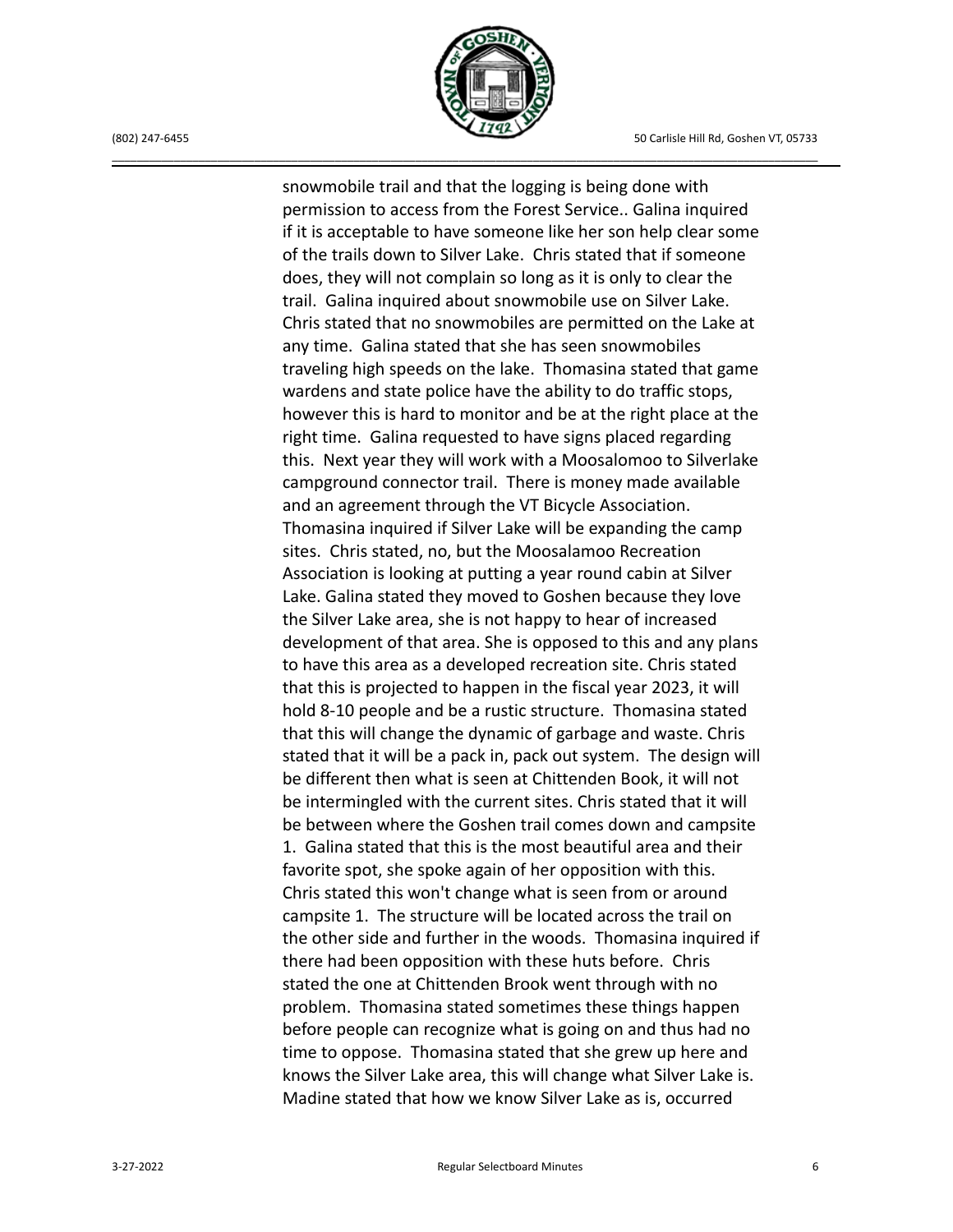snowmobile trail and that the logging is being done with permission to access from the Forest Service.. Galina inquired if it is acceptable to have someone like her son help clear some of the trails down to Silver Lake. Chris stated that if someone does, they will not complain so long as it is only to clear the trail. Galina inquired about snowmobile use on Silver Lake. Chris stated that no snowmobiles are permitted on the Lake at any time. Galina stated that she has seen snowmobiles traveling high speeds on the lake. Thomasina stated that game wardens and state police have the ability to do traffic stops, however this is hard to monitor and be at the right place at the right time. Galina requested to have signs placed regarding this. Next year they will work with a Moosalomoo to Silverlake campground connector trail. There is money made available and an agreement through the VT Bicycle Association. Thomasina inquired if Silver Lake will be expanding the camp sites. Chris stated, no, but the Moosalamoo Recreation Association is looking at putting a year round cabin at Silver Lake. Galina stated they moved to Goshen because they love the Silver Lake area, she is not happy to hear of increased development of that area. She is opposed to this and any plans to have this area as a developed recreation site. Chris stated that this is projected to happen in the fiscal year 2023, it will hold 8-10 people and be a rustic structure. Thomasina stated that this will change the dynamic of garbage and waste. Chris stated that it will be a pack in, pack out system. The design will be different then what is seen at Chittenden Book, it will not be intermingled with the current sites. Chris stated that it will be between where the Goshen trail comes down and campsite 1. Galina stated that this is the most beautiful area and their favorite spot, she spoke again of her opposition with this. Chris stated this won't change what is seen from or around campsite 1. The structure will be located across the trail on the other side and further in the woods. Thomasina inquired if there had been opposition with these huts before. Chris stated the one at Chittenden Brook went through with no problem. Thomasina stated sometimes these things happen before people can recognize what is going on and thus had no time to oppose. Thomasina stated that she grew up here and knows the Silver Lake area, this will change what Silver Lake is. Madine stated that how we know Silver Lake as is, occurred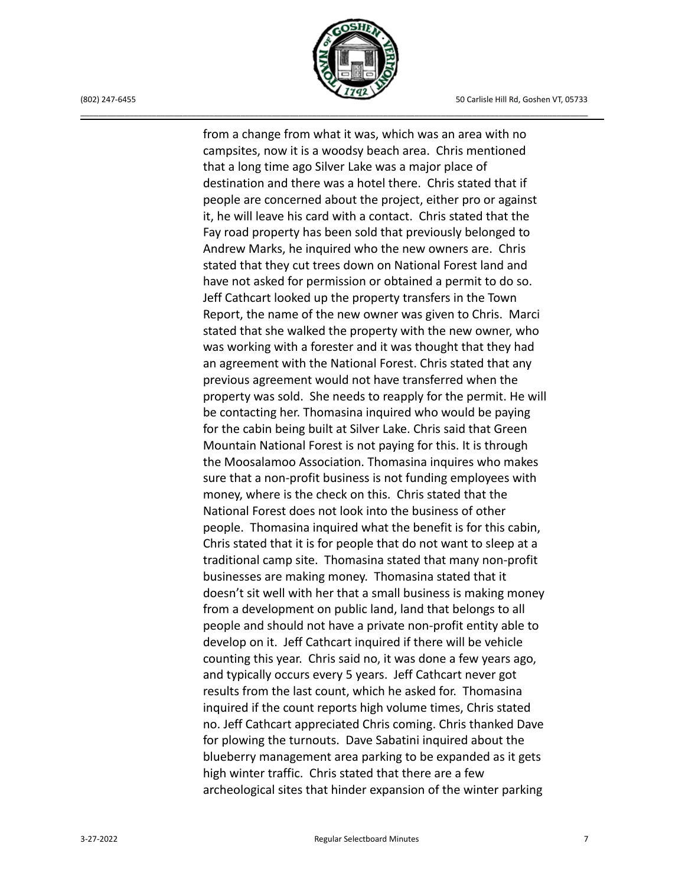from a change from what it was, which was an area with no campsites, now it is a woodsy beach area. Chris mentioned that a long time ago Silver Lake was a major place of destination and there was a hotel there. Chris stated that if people are concerned about the project, either pro or against it, he will leave his card with a contact. Chris stated that the Fay road property has been sold that previously belonged to Andrew Marks, he inquired who the new owners are. Chris stated that they cut trees down on National Forest land and have not asked for permission or obtained a permit to do so. Jeff Cathcart looked up the property transfers in the Town Report, the name of the new owner was given to Chris. Marci stated that she walked the property with the new owner, who was working with a forester and it was thought that they had an agreement with the National Forest. Chris stated that any previous agreement would not have transferred when the property was sold. She needs to reapply for the permit. He will be contacting her. Thomasina inquired who would be paying for the cabin being built at Silver Lake. Chris said that Green Mountain National Forest is not paying for this. It is through the Moosalamoo Association. Thomasina inquires who makes sure that a non-profit business is not funding employees with money, where is the check on this. Chris stated that the National Forest does not look into the business of other people. Thomasina inquired what the benefit is for this cabin, Chris stated that it is for people that do not want to sleep at a traditional camp site. Thomasina stated that many non-profit businesses are making money. Thomasina stated that it doesn't sit well with her that a small business is making money from a development on public land, land that belongs to all people and should not have a private non-profit entity able to develop on it. Jeff Cathcart inquired if there will be vehicle counting this year. Chris said no, it was done a few years ago, and typically occurs every 5 years. Jeff Cathcart never got results from the last count, which he asked for. Thomasina inquired if the count reports high volume times, Chris stated no. Jeff Cathcart appreciated Chris coming. Chris thanked Dave for plowing the turnouts. Dave Sabatini inquired about the blueberry management area parking to be expanded as it gets high winter traffic. Chris stated that there are a few archeological sites that hinder expansion of the winter parking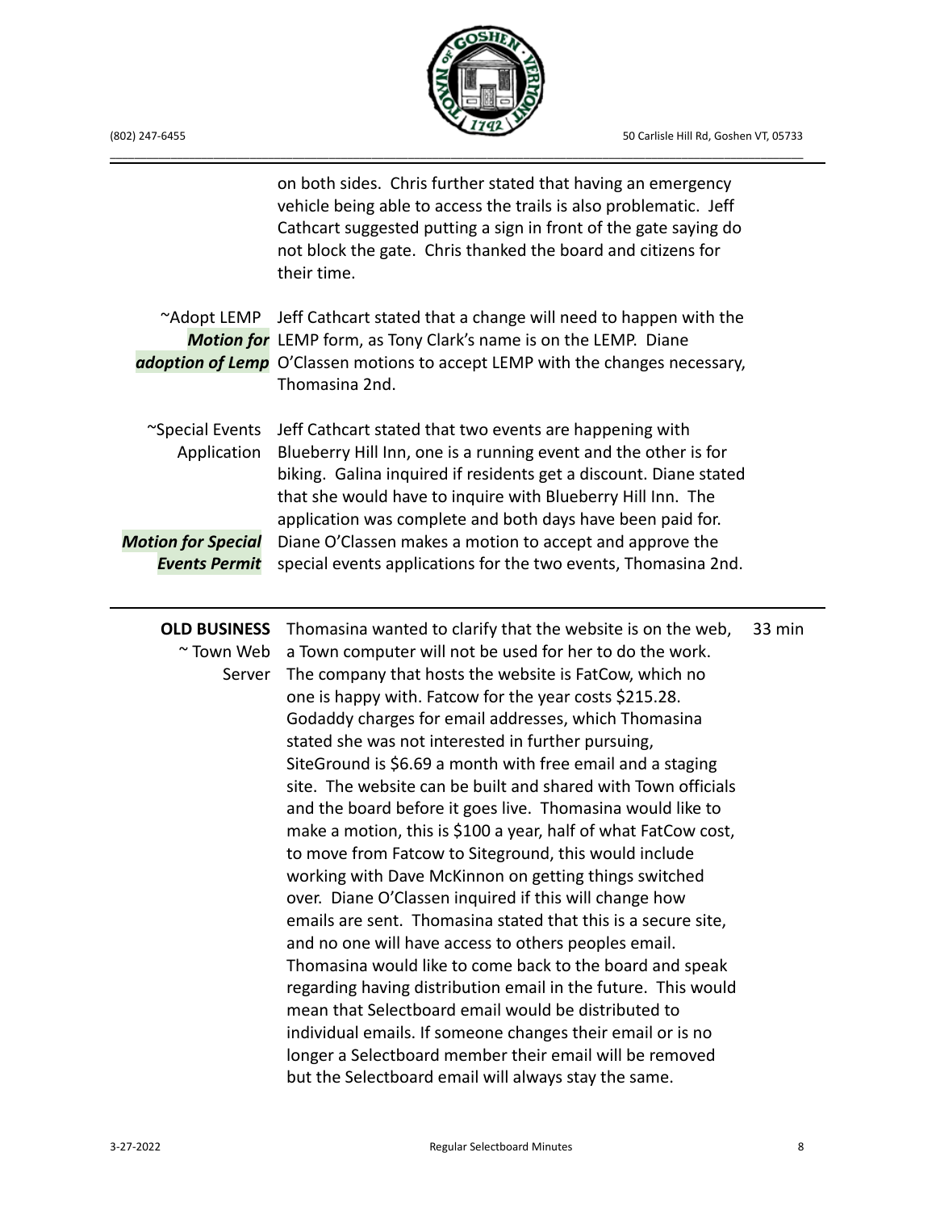on both sides. Chris further stated that having an emergency vehicle being able to access the trails is also problematic. Jeff Cathcart suggested putting a sign in front of the gate saying do not block the gate. Chris thanked the board and citizens for their time.

| | | |
|---|---|---|
| ~Adopt LEMP<br>***Motion for adoption of Lemp*** | Jeff Cathcart stated that a change will need to happen with the LEMP form, as Tony Clark's name is on the LEMP. Diane O'Classen motions to accept LEMP with the changes necessary, Thomasina 2nd. | |
| ~Special Events Application<br><br>***Motion for Special Events Permit*** | Jeff Cathcart stated that two events are happening with Blueberry Hill Inn, one is a running event and the other is for biking. Galina inquired if residents get a discount. Diane stated that she would have to inquire with Blueberry Hill Inn. The application was complete and both days have been paid for. Diane O'Classen makes a motion to accept and approve the special events applications for the two events, Thomasina 2nd. | |
| **OLD BUSINESS**<br>~ Town Web Server | Thomasina wanted to clarify that the website is on the web, a Town computer will not be used for her to do the work. The company that hosts the website is FatCow, which no one is happy with. Fatcow for the year costs $215.28. Godaddy charges for email addresses, which Thomasina stated she was not interested in further pursuing, SiteGround is $6.69 a month with free email and a staging site. The website can be built and shared with Town officials and the board before it goes live. Thomasina would like to make a motion, this is $100 a year, half of what FatCow cost, to move from Fatcow to Siteground, this would include working with Dave McKinnon on getting things switched over. Diane O'Classen inquired if this will change how emails are sent. Thomasina stated that this is a secure site, and no one will have access to others peoples email. Thomasina would like to come back to the board and speak regarding having distribution email in the future. This would mean that Selectboard email would be distributed to individual emails. If someone changes their email or is no longer a Selectboard member their email will be removed but the Selectboard email will always stay the same. | 33 min |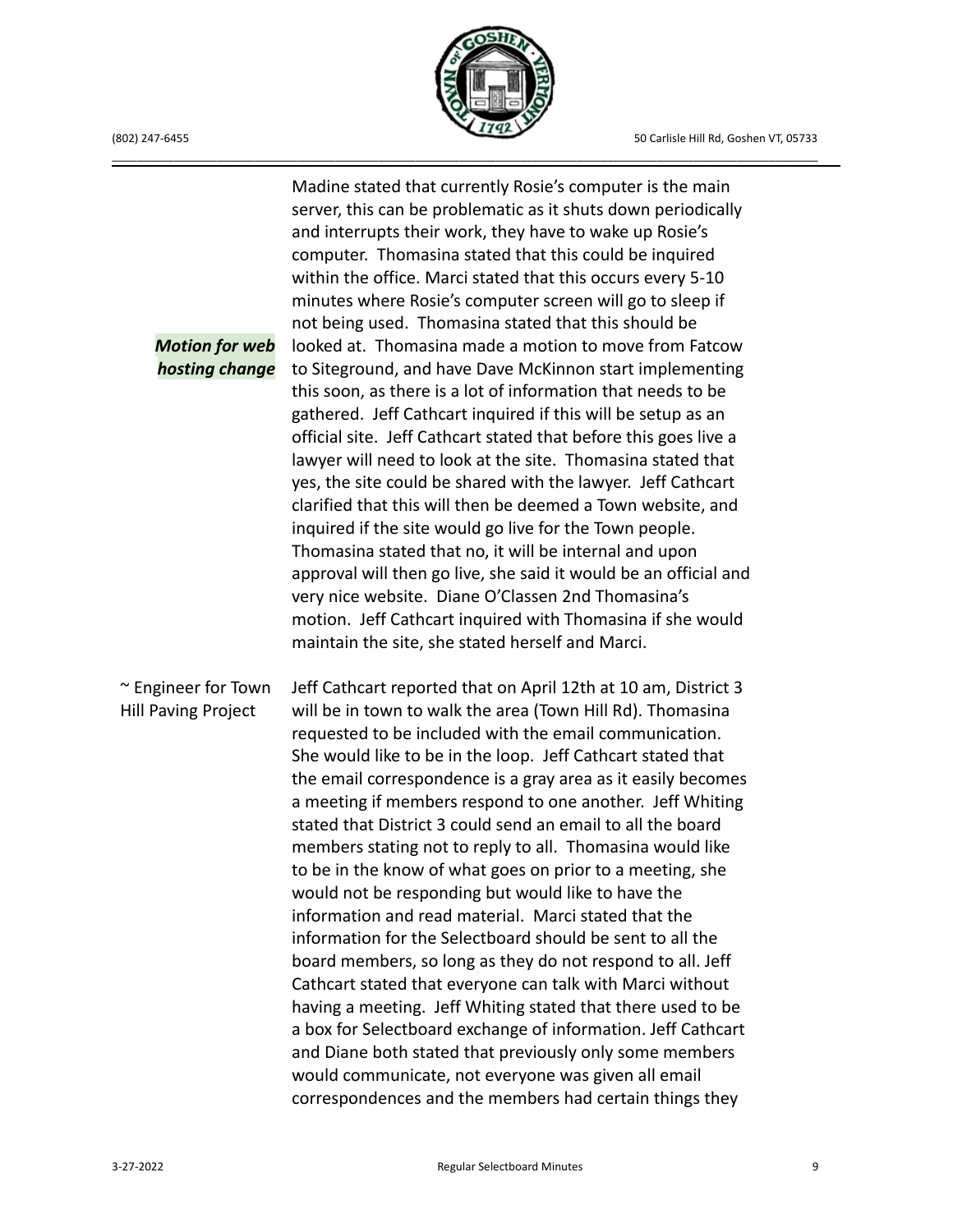Madine stated that currently Rosie's computer is the main server, this can be problematic as it shuts down periodically and interrupts their work, they have to wake up Rosie's computer. Thomasina stated that this could be inquired within the office. Marci stated that this occurs every 5-10 minutes where Rosie's computer screen will go to sleep if not being used. Thomasina stated that this should be looked at. Thomasina made a motion to move from Fatcow to Siteground, and have Dave McKinnon start implementing this soon, as there is a lot of information that needs to be gathered. Jeff Cathcart inquired if this will be setup as an official site. Jeff Cathcart stated that before this goes live a lawyer will need to look at the site. Thomasina stated that yes, the site could be shared with the lawyer. Jeff Cathcart clarified that this will then be deemed a Town website, and inquired if the site would go live for the Town people. Thomasina stated that no, it will be internal and upon approval will then go live, she said it would be an official and very nice website. Diane O'Classen 2nd Thomasina's motion. Jeff Cathcart inquired with Thomasina if she would maintain the site, she stated herself and Marci.

***Motion for web hosting change***

~ Engineer for Town Hill Paving Project

Jeff Cathcart reported that on April 12th at 10 am, District 3 will be in town to walk the area (Town Hill Rd). Thomasina requested to be included with the email communication. She would like to be in the loop. Jeff Cathcart stated that the email correspondence is a gray area as it easily becomes a meeting if members respond to one another. Jeff Whiting stated that District 3 could send an email to all the board members stating not to reply to all. Thomasina would like to be in the know of what goes on prior to a meeting, she would not be responding but would like to have the information and read material. Marci stated that the information for the Selectboard should be sent to all the board members, so long as they do not respond to all. Jeff Cathcart stated that everyone can talk with Marci without having a meeting. Jeff Whiting stated that there used to be a box for Selectboard exchange of information. Jeff Cathcart and Diane both stated that previously only some members would communicate, not everyone was given all email correspondences and the members had certain things they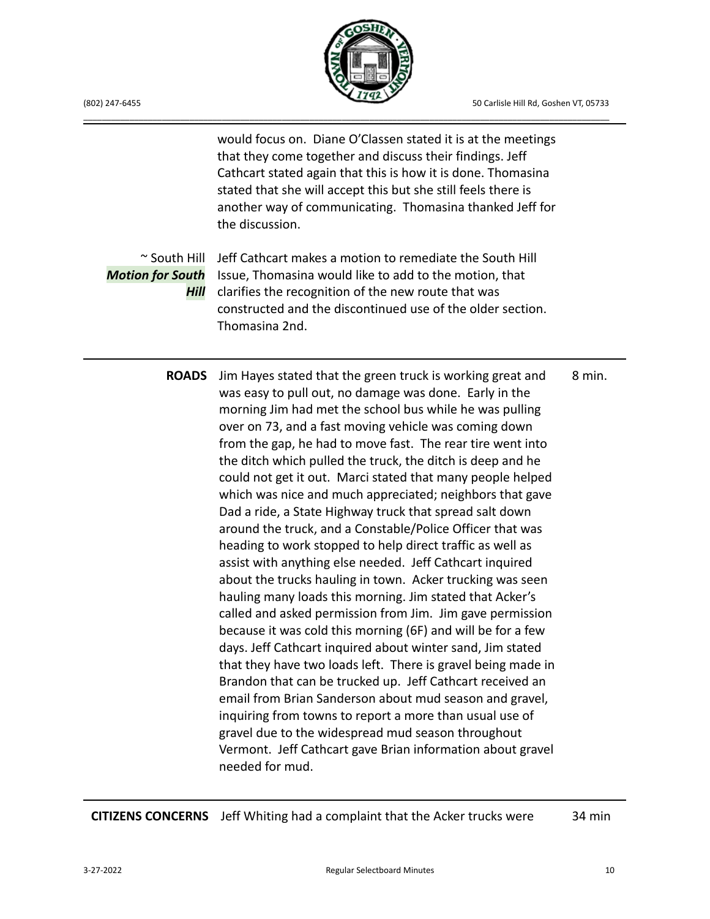would focus on. Diane O'Classen stated it is at the meetings that they come together and discuss their findings. Jeff Cathcart stated again that this is how it is done. Thomasina stated that she will accept this but she still feels there is another way of communicating. Thomasina thanked Jeff for the discussion.

| | | |
|---|---|---|
| ~ South Hill ***Motion for South Hill*** | Jeff Cathcart makes a motion to remediate the South Hill Issue, Thomasina would like to add to the motion, that clarifies the recognition of the new route that was constructed and the discontinued use of the older section. Thomasina 2nd. | |
| **ROADS** | Jim Hayes stated that the green truck is working great and was easy to pull out, no damage was done. Early in the morning Jim had met the school bus while he was pulling over on 73, and a fast moving vehicle was coming down from the gap, he had to move fast. The rear tire went into the ditch which pulled the truck, the ditch is deep and he could not get it out. Marci stated that many people helped which was nice and much appreciated; neighbors that gave Dad a ride, a State Highway truck that spread salt down around the truck, and a Constable/Police Officer that was heading to work stopped to help direct traffic as well as assist with anything else needed. Jeff Cathcart inquired about the trucks hauling in town. Acker trucking was seen hauling many loads this morning. Jim stated that Acker's called and asked permission from Jim. Jim gave permission because it was cold this morning (6F) and will be for a few days. Jeff Cathcart inquired about winter sand, Jim stated that they have two loads left. There is gravel being made in Brandon that can be trucked up. Jeff Cathcart received an email from Brian Sanderson about mud season and gravel, inquiring from towns to report a more than usual use of gravel due to the widespread mud season throughout Vermont. Jeff Cathcart gave Brian information about gravel needed for mud. | 8 min. |
| **CITIZENS CONCERNS** | Jeff Whiting had a complaint that the Acker trucks were | 34 min |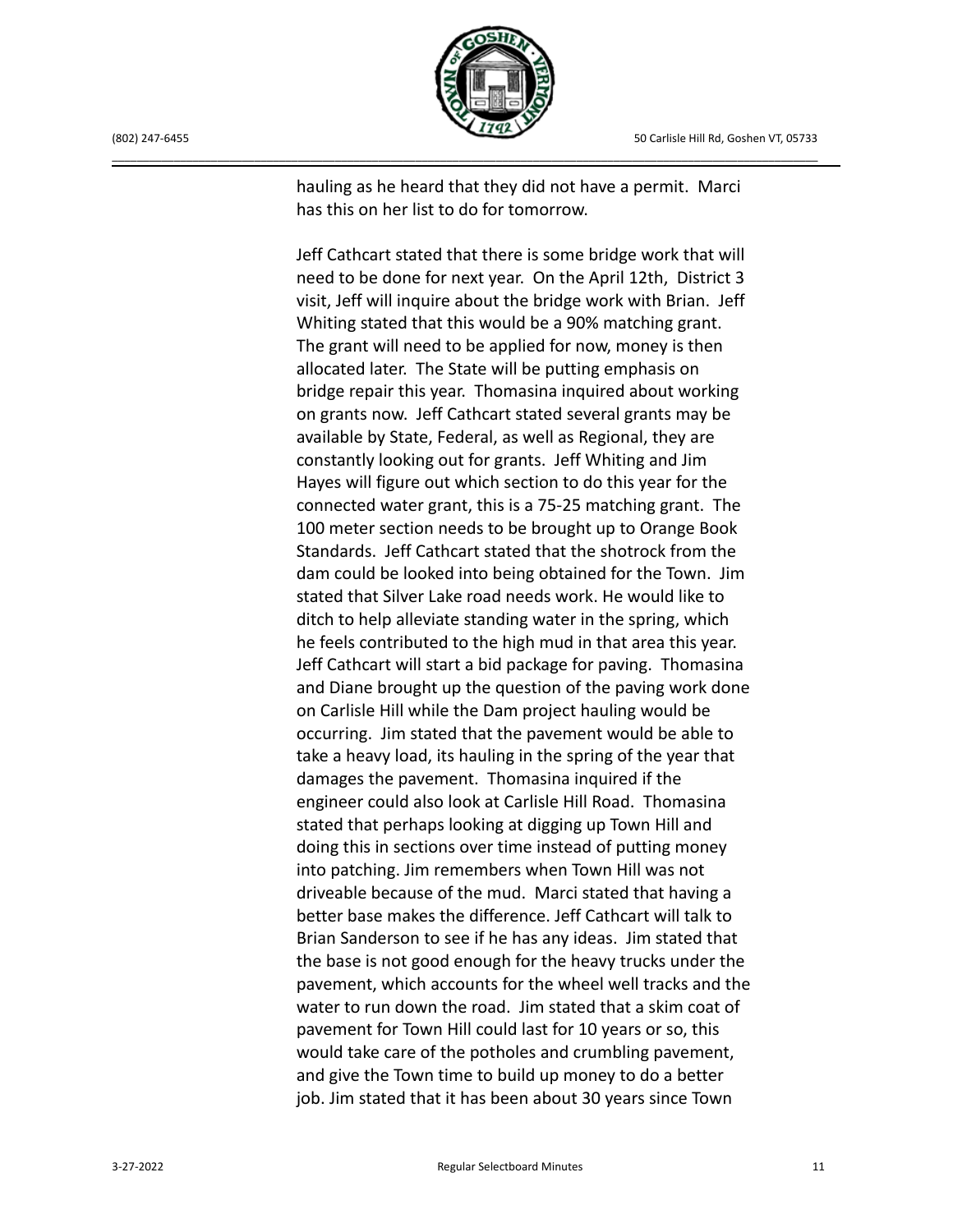hauling as he heard that they did not have a permit. Marci has this on her list to do for tomorrow.

Jeff Cathcart stated that there is some bridge work that will need to be done for next year. On the April 12th, District 3 visit, Jeff will inquire about the bridge work with Brian. Jeff Whiting stated that this would be a 90% matching grant. The grant will need to be applied for now, money is then allocated later. The State will be putting emphasis on bridge repair this year. Thomasina inquired about working on grants now. Jeff Cathcart stated several grants may be available by State, Federal, as well as Regional, they are constantly looking out for grants. Jeff Whiting and Jim Hayes will figure out which section to do this year for the connected water grant, this is a 75-25 matching grant. The 100 meter section needs to be brought up to Orange Book Standards. Jeff Cathcart stated that the shotrock from the dam could be looked into being obtained for the Town. Jim stated that Silver Lake road needs work. He would like to ditch to help alleviate standing water in the spring, which he feels contributed to the high mud in that area this year. Jeff Cathcart will start a bid package for paving. Thomasina and Diane brought up the question of the paving work done on Carlisle Hill while the Dam project hauling would be occurring. Jim stated that the pavement would be able to take a heavy load, its hauling in the spring of the year that damages the pavement. Thomasina inquired if the engineer could also look at Carlisle Hill Road. Thomasina stated that perhaps looking at digging up Town Hill and doing this in sections over time instead of putting money into patching. Jim remembers when Town Hill was not driveable because of the mud. Marci stated that having a better base makes the difference. Jeff Cathcart will talk to Brian Sanderson to see if he has any ideas. Jim stated that the base is not good enough for the heavy trucks under the pavement, which accounts for the wheel well tracks and the water to run down the road. Jim stated that a skim coat of pavement for Town Hill could last for 10 years or so, this would take care of the potholes and crumbling pavement, and give the Town time to build up money to do a better job. Jim stated that it has been about 30 years since Town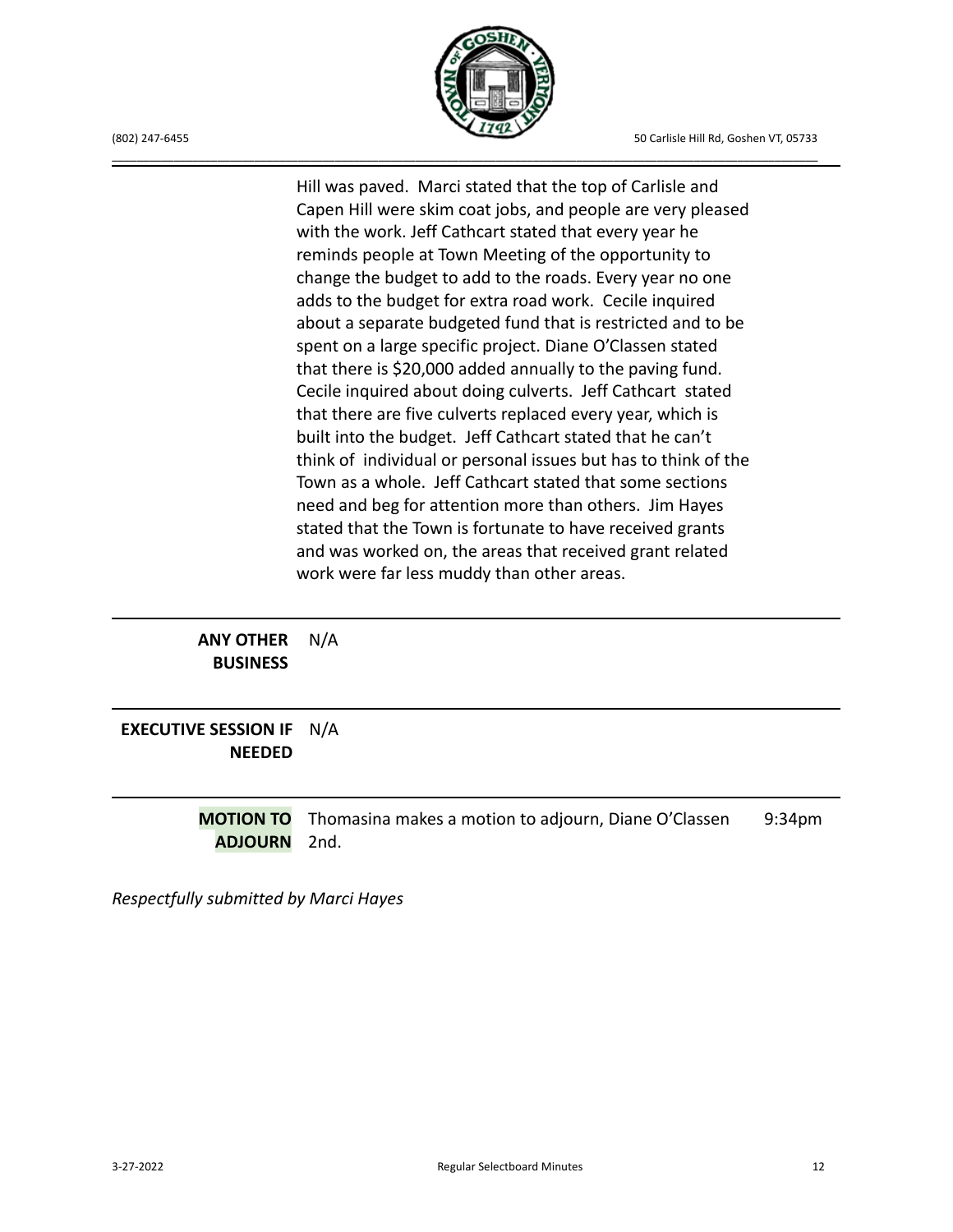Hill was paved. Marci stated that the top of Carlisle and Capen Hill were skim coat jobs, and people are very pleased with the work. Jeff Cathcart stated that every year he reminds people at Town Meeting of the opportunity to change the budget to add to the roads. Every year no one adds to the budget for extra road work. Cecile inquired about a separate budgeted fund that is restricted and to be spent on a large specific project. Diane O'Classen stated that there is $20,000 added annually to the paving fund. Cecile inquired about doing culverts. Jeff Cathcart stated that there are five culverts replaced every year, which is built into the budget. Jeff Cathcart stated that he can't think of individual or personal issues but has to think of the Town as a whole. Jeff Cathcart stated that some sections need and beg for attention more than others. Jim Hayes stated that the Town is fortunate to have received grants and was worked on, the areas that received grant related work were far less muddy than other areas.

| | | |
|---|---|---|
| **ANY OTHER BUSINESS** | N/A | |
| **EXECUTIVE SESSION IF NEEDED** | N/A | |
| **MOTION TO ADJOURN** | Thomasina makes a motion to adjourn, Diane O'Classen 2nd. | 9:34pm |

*Respectfully submitted by Marci Hayes*